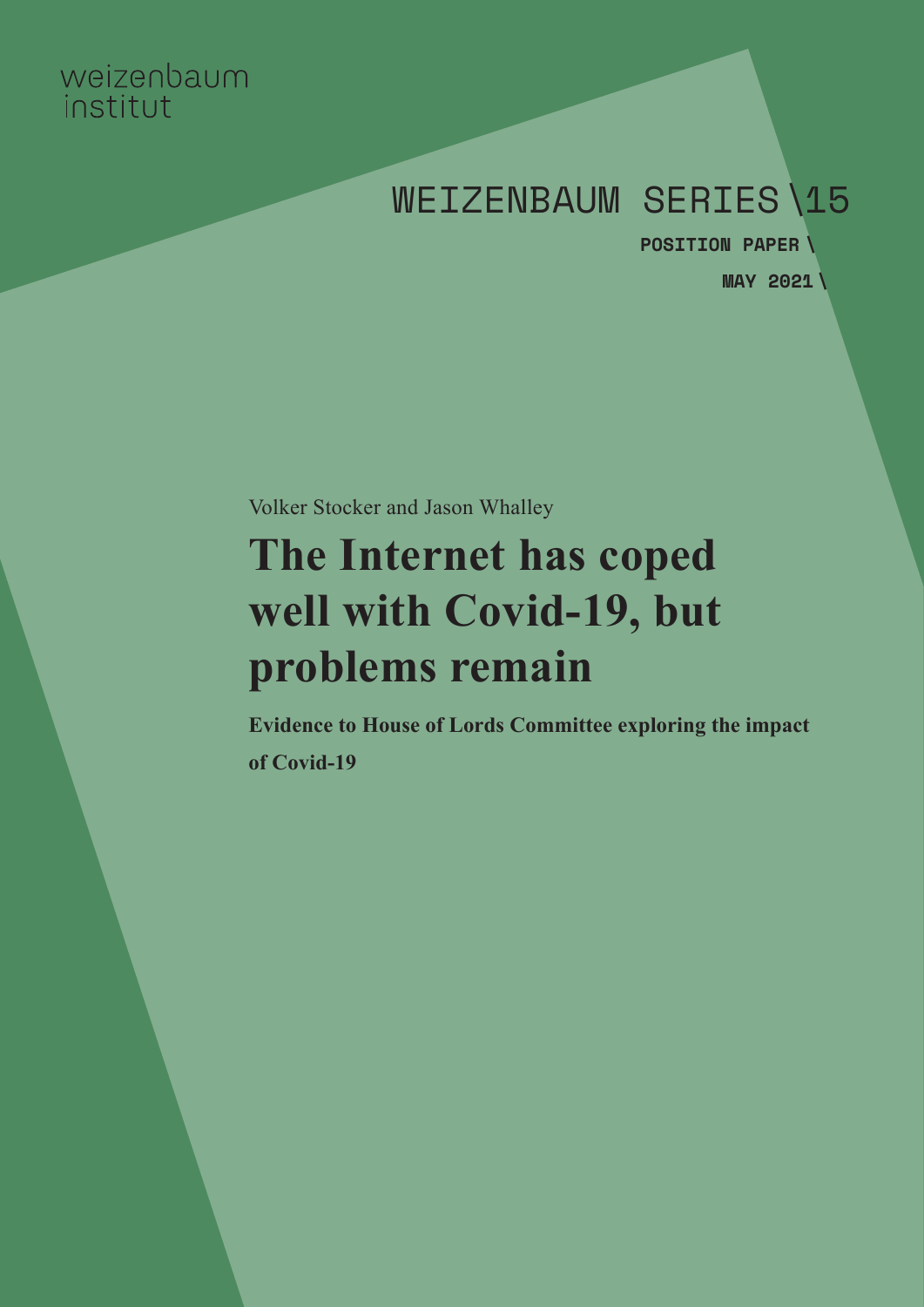weizenbaum institut

WEIZENBAUM SERIES \15

POSITION PAPER \

MAY 2021 \

Volker Stocker and Jason Whalley

# The Internet has coped well with Covid-19, but problems remain

**Evidence to House of Lords Committee exploring the impact of Covid-19**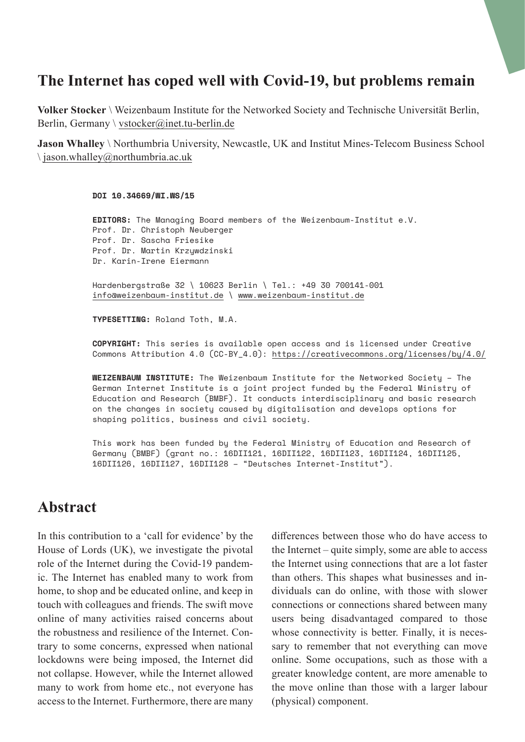# The Internet has coped well with Covid-19, but problems remain

**Volker Stocker** \ Weizenbaum Institute for the Networked Society and Technische Universität Berlin, Berlin, Germany \ vstocker@inet.tu-berlin.de

**Jason Whalley** \ Northumbria University, Newcastle, UK and Institut Mines-Telecom Business School \ jason.whalley@northumbria.ac.uk

**DOI 10.34669/WI.WS/15**

**EDITORS:** The Managing Board members of the Weizenbaum-Institut e.V.
Prof. Dr. Christoph Neuberger
Prof. Dr. Sascha Friesike
Prof. Dr. Martin Krzywdzinski
Dr. Karin-Irene Eiermann

Hardenbergstraße 32 \ 10623 Berlin \ Tel.: +49 30 700141-001
info@weizenbaum-institut.de \ www.weizenbaum-institut.de

**TYPESETTING:** Roland Toth, M.A.

**COPYRIGHT:** This series is available open access and is licensed under Creative Commons Attribution 4.0 (CC-BY_4.0): https://creativecommons.org/licenses/by/4.0/

**WEIZENBAUM INSTITUTE:** The Weizenbaum Institute for the Networked Society – The German Internet Institute is a joint project funded by the Federal Ministry of Education and Research (BMBF). It conducts interdisciplinary and basic research on the changes in society caused by digitalisation and develops options for shaping politics, business and civil society.

This work has been funded by the Federal Ministry of Education and Research of Germany (BMBF) (grant no.: 16DII121, 16DII122, 16DII123, 16DII124, 16DII125, 16DII126, 16DII127, 16DII128 – "Deutsches Internet-Institut").

## Abstract

In this contribution to a 'call for evidence' by the House of Lords (UK), we investigate the pivotal role of the Internet during the Covid-19 pandemic. The Internet has enabled many to work from home, to shop and be educated online, and keep in touch with colleagues and friends. The swift move online of many activities raised concerns about the robustness and resilience of the Internet. Contrary to some concerns, expressed when national lockdowns were being imposed, the Internet did not collapse. However, while the Internet allowed many to work from home etc., not everyone has access to the Internet. Furthermore, there are many differences between those who do have access to the Internet – quite simply, some are able to access the Internet using connections that are a lot faster than others. This shapes what businesses and individuals can do online, with those with slower connections or connections shared between many users being disadvantaged compared to those whose connectivity is better. Finally, it is necessary to remember that not everything can move online. Some occupations, such as those with a greater knowledge content, are more amenable to the move online than those with a larger labour (physical) component.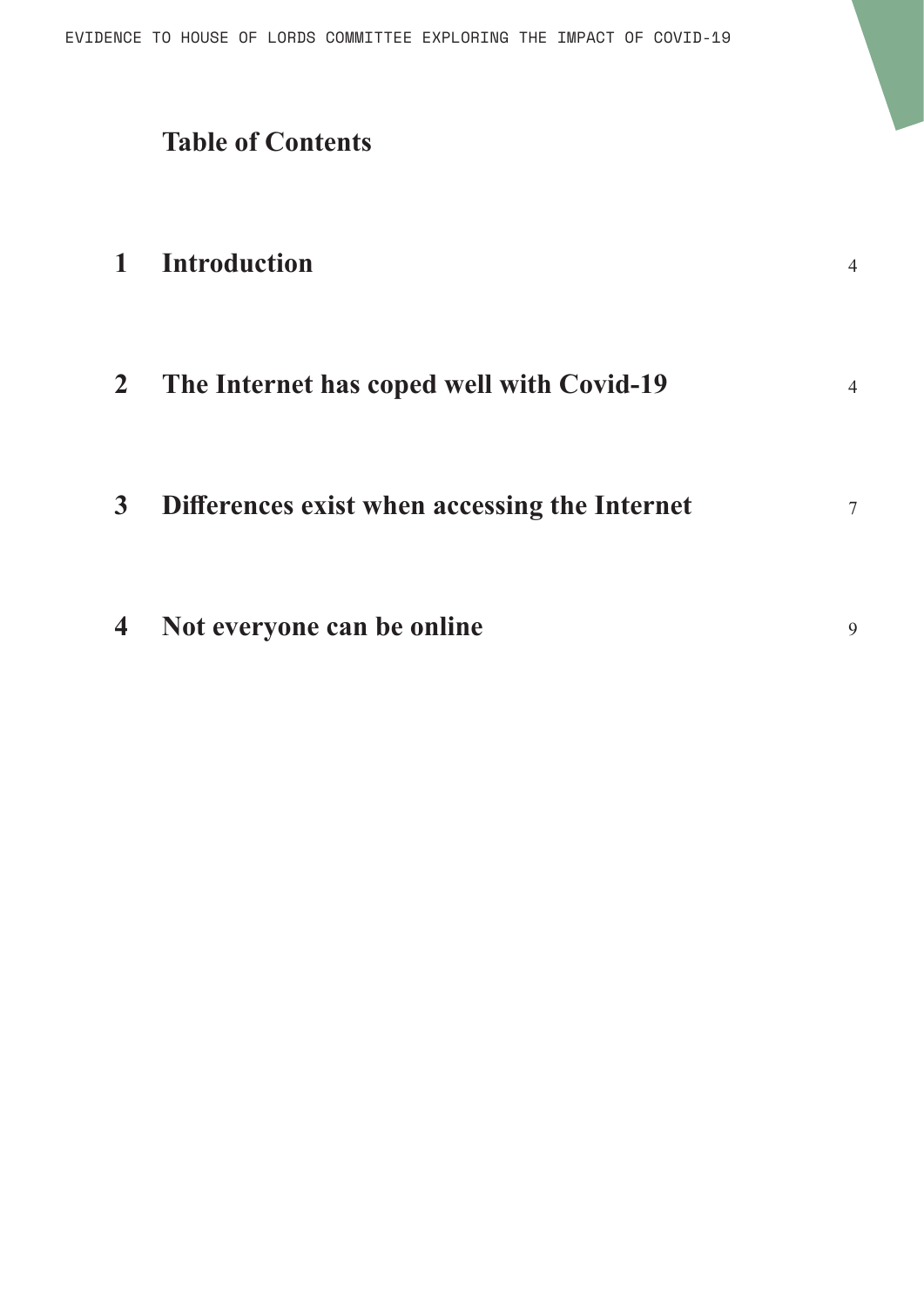## Table of Contents

| | | |
|---|---|---|
| 1 | **Introduction** | 4 |
| 2 | **The Internet has coped well with Covid-19** | 4 |
| 3 | **Differences exist when accessing the Internet** | 7 |
| 4 | **Not everyone can be online** | 9 |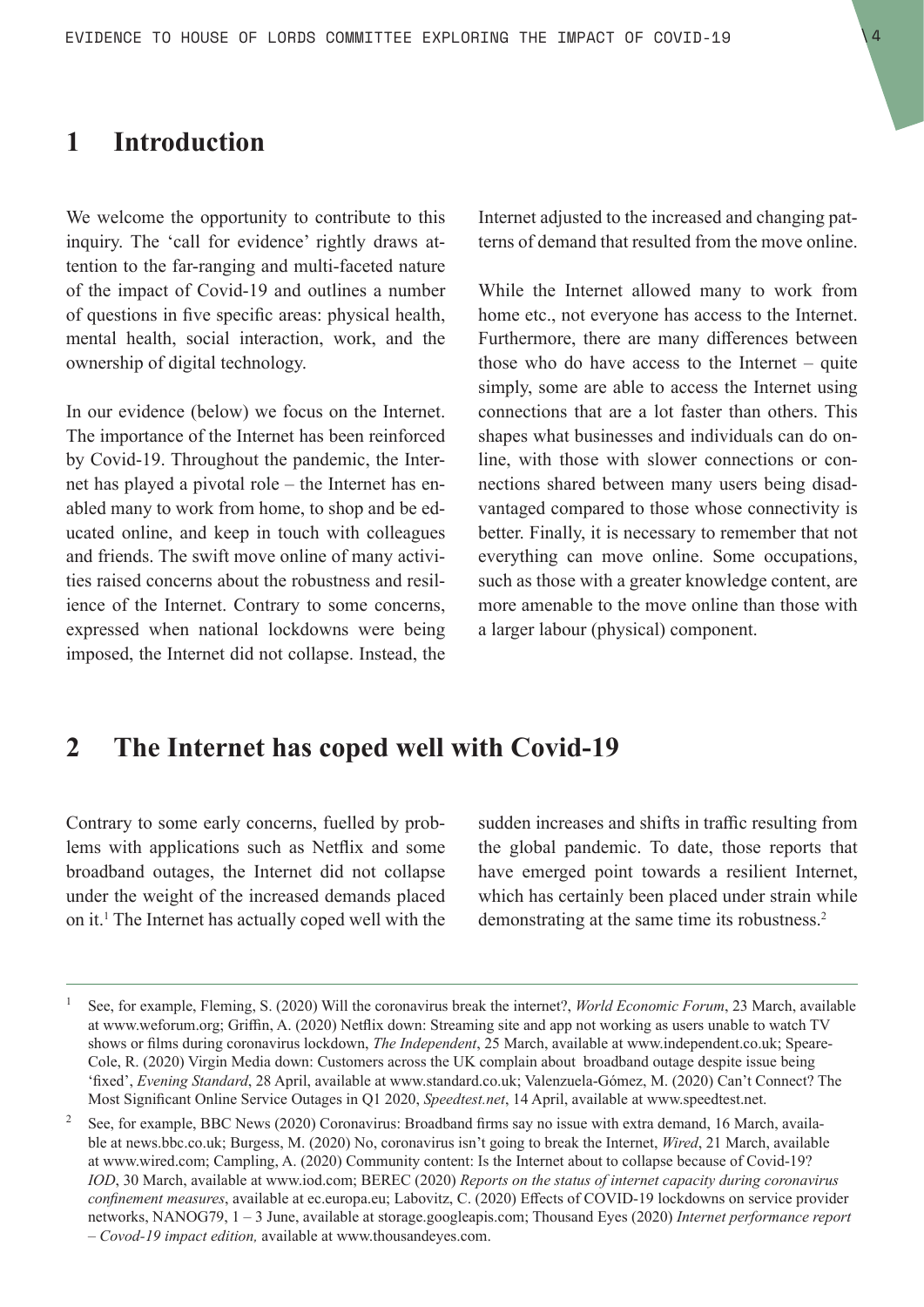## 1 Introduction

We welcome the opportunity to contribute to this inquiry. The 'call for evidence' rightly draws attention to the far-ranging and multi-faceted nature of the impact of Covid-19 and outlines a number of questions in five specific areas: physical health, mental health, social interaction, work, and the ownership of digital technology.

In our evidence (below) we focus on the Internet. The importance of the Internet has been reinforced by Covid-19. Throughout the pandemic, the Internet has played a pivotal role – the Internet has enabled many to work from home, to shop and be educated online, and keep in touch with colleagues and friends. The swift move online of many activities raised concerns about the robustness and resilience of the Internet. Contrary to some concerns, expressed when national lockdowns were being imposed, the Internet did not collapse. Instead, the Internet adjusted to the increased and changing patterns of demand that resulted from the move online.

While the Internet allowed many to work from home etc., not everyone has access to the Internet. Furthermore, there are many differences between those who do have access to the Internet – quite simply, some are able to access the Internet using connections that are a lot faster than others. This shapes what businesses and individuals can do online, with those with slower connections or connections shared between many users being disadvantaged compared to those whose connectivity is better. Finally, it is necessary to remember that not everything can move online. Some occupations, such as those with a greater knowledge content, are more amenable to the move online than those with a larger labour (physical) component.

## 2 The Internet has coped well with Covid-19

Contrary to some early concerns, fuelled by problems with applications such as Netflix and some broadband outages, the Internet did not collapse under the weight of the increased demands placed on it.[1] The Internet has actually coped well with the sudden increases and shifts in traffic resulting from the global pandemic. To date, those reports that have emerged point towards a resilient Internet, which has certainly been placed under strain while demonstrating at the same time its robustness.[2]

---

[1] See, for example, Fleming, S. (2020) Will the coronavirus break the internet?, *World Economic Forum*, 23 March, available at www.weforum.org; Griffin, A. (2020) Netflix down: Streaming site and app not working as users unable to watch TV shows or films during coronavirus lockdown, *The Independent*, 25 March, available at www.independent.co.uk; Speare-Cole, R. (2020) Virgin Media down: Customers across the UK complain about broadband outage despite issue being 'fixed', *Evening Standard*, 28 April, available at www.standard.co.uk; Valenzuela-Gómez, M. (2020) Can't Connect? The Most Significant Online Service Outages in Q1 2020, *Speedtest.net*, 14 April, available at www.speedtest.net.

[2] See, for example, BBC News (2020) Coronavirus: Broadband firms say no issue with extra demand, 16 March, available at news.bbc.co.uk; Burgess, M. (2020) No, coronavirus isn't going to break the Internet, *Wired*, 21 March, available at www.wired.com; Campling, A. (2020) Community content: Is the Internet about to collapse because of Covid-19? *IOD*, 30 March, available at www.iod.com; BEREC (2020) *Reports on the status of internet capacity during coronavirus confinement measures*, available at ec.europa.eu; Labovitz, C. (2020) Effects of COVID-19 lockdowns on service provider networks, NANOG79, 1 – 3 June, available at storage.googleapis.com; Thousand Eyes (2020) *Internet performance report – Covod-19 impact edition,* available at www.thousandeyes.com.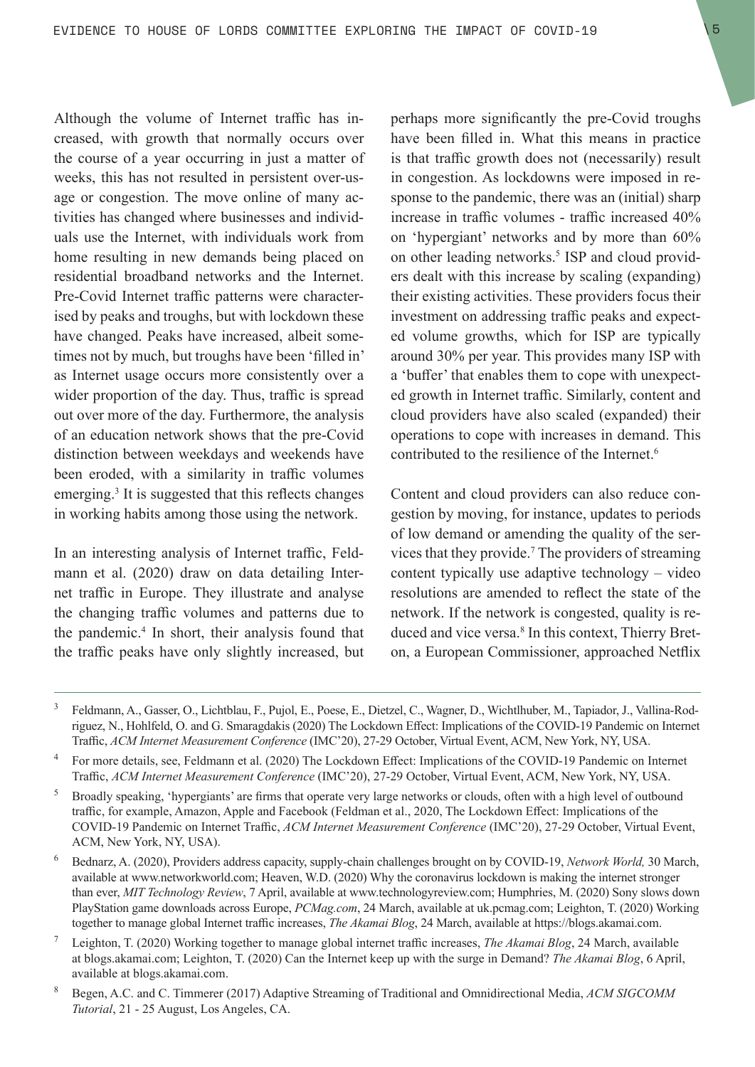Although the volume of Internet traffic has increased, with growth that normally occurs over the course of a year occurring in just a matter of weeks, this has not resulted in persistent over-usage or congestion. The move online of many activities has changed where businesses and individuals use the Internet, with individuals work from home resulting in new demands being placed on residential broadband networks and the Internet. Pre-Covid Internet traffic patterns were characterised by peaks and troughs, but with lockdown these have changed. Peaks have increased, albeit sometimes not by much, but troughs have been 'filled in' as Internet usage occurs more consistently over a wider proportion of the day. Thus, traffic is spread out over more of the day. Furthermore, the analysis of an education network shows that the pre-Covid distinction between weekdays and weekends have been eroded, with a similarity in traffic volumes emerging.[3] It is suggested that this reflects changes in working habits among those using the network.

In an interesting analysis of Internet traffic, Feldmann et al. (2020) draw on data detailing Internet traffic in Europe. They illustrate and analyse the changing traffic volumes and patterns due to the pandemic.[4] In short, their analysis found that the traffic peaks have only slightly increased, but perhaps more significantly the pre-Covid troughs have been filled in. What this means in practice is that traffic growth does not (necessarily) result in congestion. As lockdowns were imposed in response to the pandemic, there was an (initial) sharp increase in traffic volumes - traffic increased 40% on 'hypergiant' networks and by more than 60% on other leading networks.[5] ISP and cloud providers dealt with this increase by scaling (expanding) their existing activities. These providers focus their investment on addressing traffic peaks and expected volume growths, which for ISP are typically around 30% per year. This provides many ISP with a 'buffer' that enables them to cope with unexpected growth in Internet traffic. Similarly, content and cloud providers have also scaled (expanded) their operations to cope with increases in demand. This contributed to the resilience of the Internet.[6]

Content and cloud providers can also reduce congestion by moving, for instance, updates to periods of low demand or amending the quality of the services that they provide.[7] The providers of streaming content typically use adaptive technology – video resolutions are amended to reflect the state of the network. If the network is congested, quality is reduced and vice versa.[8] In this context, Thierry Breton, a European Commissioner, approached Netflix

---

[3] Feldmann, A., Gasser, O., Lichtblau, F., Pujol, E., Poese, E., Dietzel, C., Wagner, D., Wichtlhuber, M., Tapiador, J., Vallina-Rodriguez, N., Hohlfeld, O. and G. Smaragdakis (2020) The Lockdown Effect: Implications of the COVID-19 Pandemic on Internet Traffic, *ACM Internet Measurement Conference* (IMC'20), 27-29 October, Virtual Event, ACM, New York, NY, USA.

[4] For more details, see, Feldmann et al. (2020) The Lockdown Effect: Implications of the COVID-19 Pandemic on Internet Traffic, *ACM Internet Measurement Conference* (IMC'20), 27-29 October, Virtual Event, ACM, New York, NY, USA.

[5] Broadly speaking, 'hypergiants' are firms that operate very large networks or clouds, often with a high level of outbound traffic, for example, Amazon, Apple and Facebook (Feldman et al., 2020, The Lockdown Effect: Implications of the COVID-19 Pandemic on Internet Traffic, *ACM Internet Measurement Conference* (IMC'20), 27-29 October, Virtual Event, ACM, New York, NY, USA).

[6] Bednarz, A. (2020), Providers address capacity, supply-chain challenges brought on by COVID-19, *Network World,* 30 March, available at www.networkworld.com; Heaven, W.D. (2020) Why the coronavirus lockdown is making the internet stronger than ever, *MIT Technology Review*, 7 April, available at www.technologyreview.com; Humphries, M. (2020) Sony slows down PlayStation game downloads across Europe, *PCMag.com*, 24 March, available at uk.pcmag.com; Leighton, T. (2020) Working together to manage global Internet traffic increases, *The Akamai Blog*, 24 March, available at https://blogs.akamai.com.

[7] Leighton, T. (2020) Working together to manage global internet traffic increases, *The Akamai Blog*, 24 March, available at blogs.akamai.com; Leighton, T. (2020) Can the Internet keep up with the surge in Demand? *The Akamai Blog*, 6 April, available at blogs.akamai.com.

[8] Begen, A.C. and C. Timmerer (2017) Adaptive Streaming of Traditional and Omnidirectional Media, *ACM SIGCOMM Tutorial*, 21 - 25 August, Los Angeles, CA.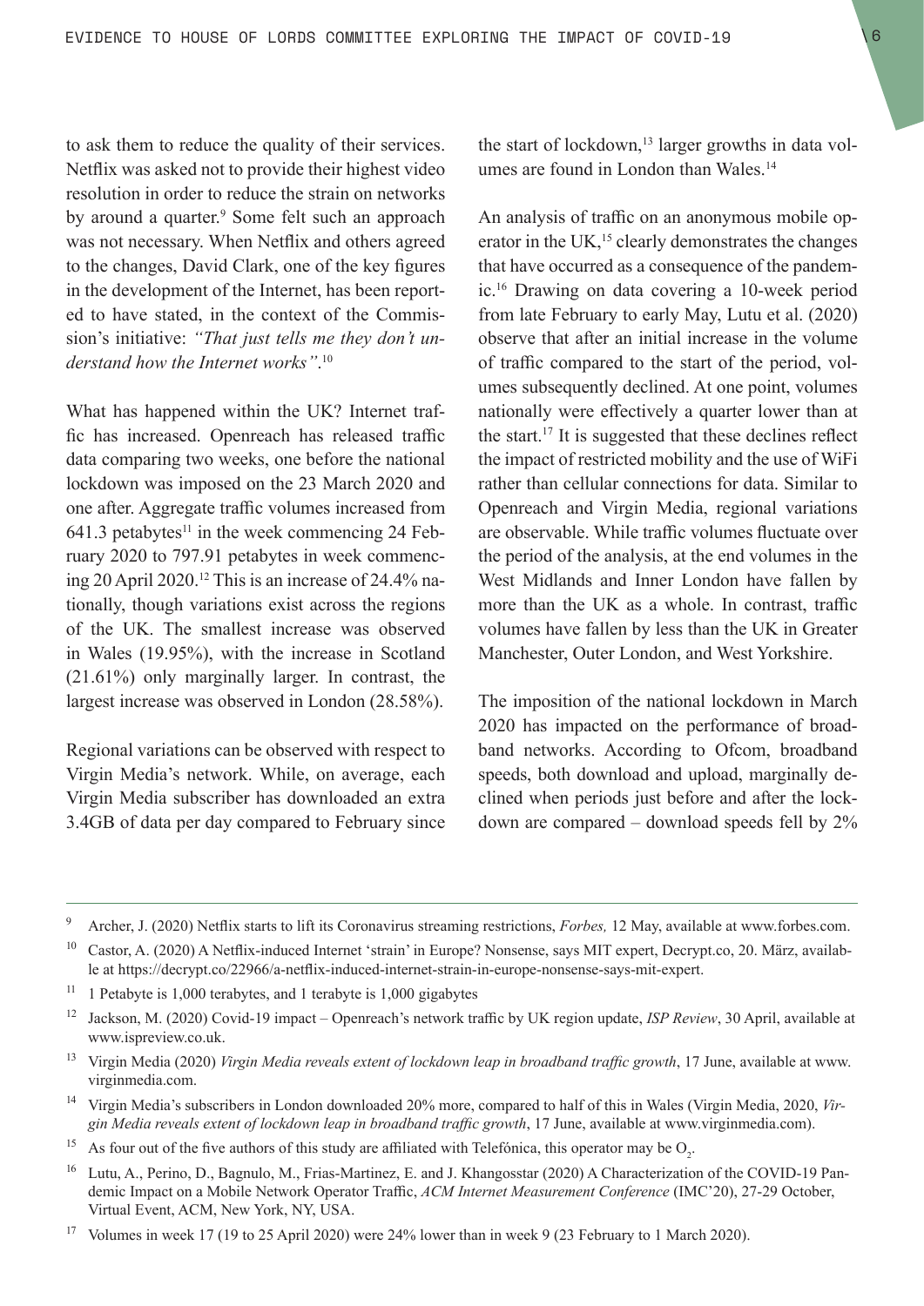to ask them to reduce the quality of their services. Netflix was asked not to provide their highest video resolution in order to reduce the strain on networks by around a quarter.[9] Some felt such an approach was not necessary. When Netflix and others agreed to the changes, David Clark, one of the key figures in the development of the Internet, has been reported to have stated, in the context of the Commission's initiative: *"That just tells me they don't understand how the Internet works"*.[10]

What has happened within the UK? Internet traffic has increased. Openreach has released traffic data comparing two weeks, one before the national lockdown was imposed on the 23 March 2020 and one after. Aggregate traffic volumes increased from 641.3 petabytes[11] in the week commencing 24 February 2020 to 797.91 petabytes in week commencing 20 April 2020.[12] This is an increase of 24.4% nationally, though variations exist across the regions of the UK. The smallest increase was observed in Wales (19.95%), with the increase in Scotland (21.61%) only marginally larger. In contrast, the largest increase was observed in London (28.58%).

Regional variations can be observed with respect to Virgin Media's network. While, on average, each Virgin Media subscriber has downloaded an extra 3.4GB of data per day compared to February since the start of lockdown,[13] larger growths in data volumes are found in London than Wales.[14]

An analysis of traffic on an anonymous mobile operator in the UK,[15] clearly demonstrates the changes that have occurred as a consequence of the pandemic.[16] Drawing on data covering a 10-week period from late February to early May, Lutu et al. (2020) observe that after an initial increase in the volume of traffic compared to the start of the period, volumes subsequently declined. At one point, volumes nationally were effectively a quarter lower than at the start.[17] It is suggested that these declines reflect the impact of restricted mobility and the use of WiFi rather than cellular connections for data. Similar to Openreach and Virgin Media, regional variations are observable. While traffic volumes fluctuate over the period of the analysis, at the end volumes in the West Midlands and Inner London have fallen by more than the UK as a whole. In contrast, traffic volumes have fallen by less than the UK in Greater Manchester, Outer London, and West Yorkshire.

The imposition of the national lockdown in March 2020 has impacted on the performance of broadband networks. According to Ofcom, broadband speeds, both download and upload, marginally declined when periods just before and after the lockdown are compared – download speeds fell by 2%

---

[9] Archer, J. (2020) Netflix starts to lift its Coronavirus streaming restrictions, *Forbes,* 12 May, available at www.forbes.com.

[10] Castor, A. (2020) A Netflix-induced Internet 'strain' in Europe? Nonsense, says MIT expert, Decrypt.co, 20. März, available at https://decrypt.co/22966/a-netflix-induced-internet-strain-in-europe-nonsense-says-mit-expert.

[11] 1 Petabyte is 1,000 terabytes, and 1 terabyte is 1,000 gigabytes

[12] Jackson, M. (2020) Covid-19 impact – Openreach's network traffic by UK region update, *ISP Review*, 30 April, available at www.ispreview.co.uk.

[13] Virgin Media (2020) *Virgin Media reveals extent of lockdown leap in broadband traffic growth*, 17 June, available at www.virginmedia.com.

[14] Virgin Media's subscribers in London downloaded 20% more, compared to half of this in Wales (Virgin Media, 2020, *Virgin Media reveals extent of lockdown leap in broadband traffic growth*, 17 June, available at www.virginmedia.com).

[15] As four out of the five authors of this study are affiliated with Telefónica, this operator may be $O_2$.

[16] Lutu, A., Perino, D., Bagnulo, M., Frias-Martinez, E. and J. Khangosstar (2020) A Characterization of the COVID-19 Pandemic Impact on a Mobile Network Operator Traffic, *ACM Internet Measurement Conference* (IMC'20), 27-29 October, Virtual Event, ACM, New York, NY, USA.

[17] Volumes in week 17 (19 to 25 April 2020) were 24% lower than in week 9 (23 February to 1 March 2020).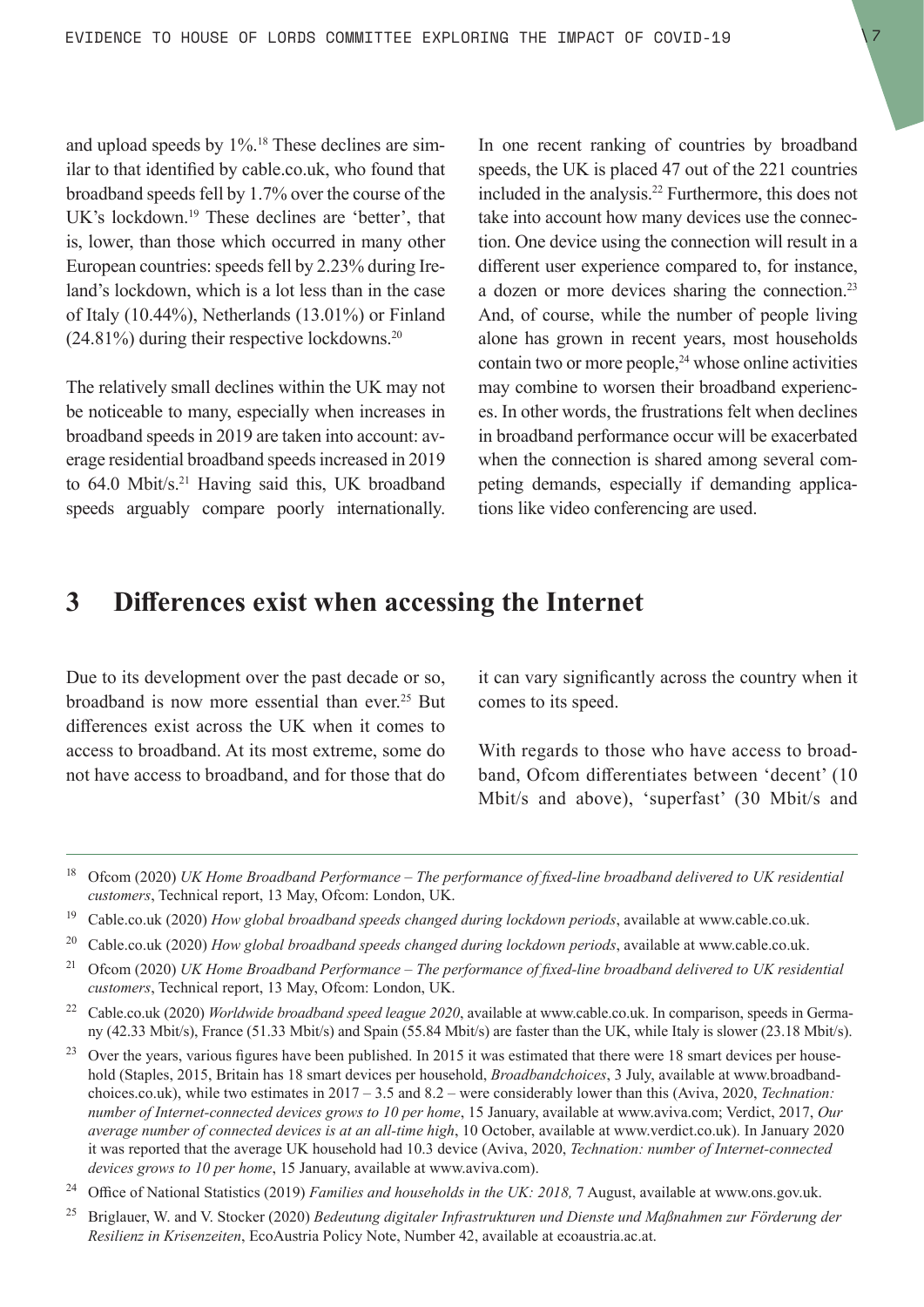and upload speeds by 1%.[18] These declines are similar to that identified by cable.co.uk, who found that broadband speeds fell by 1.7% over the course of the UK's lockdown.[19] These declines are 'better', that is, lower, than those which occurred in many other European countries: speeds fell by 2.23% during Ireland's lockdown, which is a lot less than in the case of Italy (10.44%), Netherlands (13.01%) or Finland (24.81%) during their respective lockdowns.[20]

The relatively small declines within the UK may not be noticeable to many, especially when increases in broadband speeds in 2019 are taken into account: average residential broadband speeds increased in 2019 to 64.0 Mbit/s.[21] Having said this, UK broadband speeds arguably compare poorly internationally. In one recent ranking of countries by broadband speeds, the UK is placed 47 out of the 221 countries included in the analysis.[22] Furthermore, this does not take into account how many devices use the connection. One device using the connection will result in a different user experience compared to, for instance, a dozen or more devices sharing the connection.[23] And, of course, while the number of people living alone has grown in recent years, most households contain two or more people,[24] whose online activities may combine to worsen their broadband experiences. In other words, the frustrations felt when declines in broadband performance occur will be exacerbated when the connection is shared among several competing demands, especially if demanding applications like video conferencing are used.

# 3 Differences exist when accessing the Internet

Due to its development over the past decade or so, broadband is now more essential than ever.[25] But differences exist across the UK when it comes to access to broadband. At its most extreme, some do not have access to broadband, and for those that do it can vary significantly across the country when it comes to its speed.

With regards to those who have access to broadband, Ofcom differentiates between 'decent' (10 Mbit/s and above), 'superfast' (30 Mbit/s and

---

[18] Ofcom (2020) *UK Home Broadband Performance – The performance of fixed-line broadband delivered to UK residential customers*, Technical report, 13 May, Ofcom: London, UK.

[19] Cable.co.uk (2020) *How global broadband speeds changed during lockdown periods*, available at www.cable.co.uk.

[20] Cable.co.uk (2020) *How global broadband speeds changed during lockdown periods*, available at www.cable.co.uk.

[21] Ofcom (2020) *UK Home Broadband Performance – The performance of fixed-line broadband delivered to UK residential customers*, Technical report, 13 May, Ofcom: London, UK.

[22] Cable.co.uk (2020) *Worldwide broadband speed league 2020*, available at www.cable.co.uk. In comparison, speeds in Germany (42.33 Mbit/s), France (51.33 Mbit/s) and Spain (55.84 Mbit/s) are faster than the UK, while Italy is slower (23.18 Mbit/s).

[23] Over the years, various figures have been published. In 2015 it was estimated that there were 18 smart devices per household (Staples, 2015, Britain has 18 smart devices per household, *Broadbandchoices*, 3 July, available at www.broadbandchoices.co.uk), while two estimates in 2017 – 3.5 and 8.2 – were considerably lower than this (Aviva, 2020, *Technation: number of Internet-connected devices grows to 10 per home*, 15 January, available at www.aviva.com; Verdict, 2017, *Our average number of connected devices is at an all-time high*, 10 October, available at www.verdict.co.uk). In January 2020 it was reported that the average UK household had 10.3 device (Aviva, 2020, *Technation: number of Internet-connected devices grows to 10 per home*, 15 January, available at www.aviva.com).

[24] Office of National Statistics (2019) *Families and households in the UK: 2018,* 7 August, available at www.ons.gov.uk.

[25] Briglauer, W. and V. Stocker (2020) *Bedeutung digitaler Infrastrukturen und Dienste und Maßnahmen zur Förderung der Resilienz in Krisenzeiten*, EcoAustria Policy Note, Number 42, available at ecoaustria.ac.at.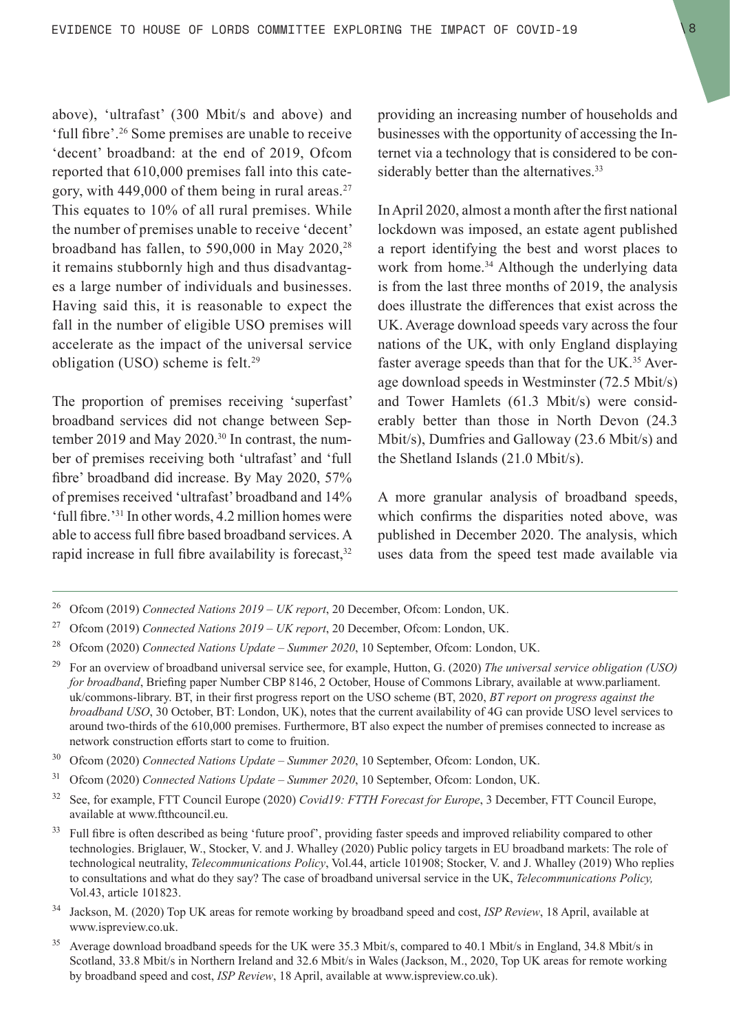above), 'ultrafast' (300 Mbit/s and above) and 'full fibre'.[26] Some premises are unable to receive 'decent' broadband: at the end of 2019, Ofcom reported that 610,000 premises fall into this category, with 449,000 of them being in rural areas.[27] This equates to 10% of all rural premises. While the number of premises unable to receive 'decent' broadband has fallen, to 590,000 in May 2020,[28] it remains stubbornly high and thus disadvantages a large number of individuals and businesses. Having said this, it is reasonable to expect the fall in the number of eligible USO premises will accelerate as the impact of the universal service obligation (USO) scheme is felt.[29]

The proportion of premises receiving 'superfast' broadband services did not change between September 2019 and May 2020.[30] In contrast, the number of premises receiving both 'ultrafast' and 'full fibre' broadband did increase. By May 2020, 57% of premises received 'ultrafast' broadband and 14% 'full fibre.'[31] In other words, 4.2 million homes were able to access full fibre based broadband services. A rapid increase in full fibre availability is forecast,[32] providing an increasing number of households and businesses with the opportunity of accessing the Internet via a technology that is considered to be considerably better than the alternatives.[33]

In April 2020, almost a month after the first national lockdown was imposed, an estate agent published a report identifying the best and worst places to work from home.[34] Although the underlying data is from the last three months of 2019, the analysis does illustrate the differences that exist across the UK. Average download speeds vary across the four nations of the UK, with only England displaying faster average speeds than that for the UK.[35] Average download speeds in Westminster (72.5 Mbit/s) and Tower Hamlets (61.3 Mbit/s) were considerably better than those in North Devon (24.3 Mbit/s), Dumfries and Galloway (23.6 Mbit/s) and the Shetland Islands (21.0 Mbit/s).

A more granular analysis of broadband speeds, which confirms the disparities noted above, was published in December 2020. The analysis, which uses data from the speed test made available via

---

[26] Ofcom (2019) *Connected Nations 2019 – UK report*, 20 December, Ofcom: London, UK.

[27] Ofcom (2019) *Connected Nations 2019 – UK report*, 20 December, Ofcom: London, UK.

[28] Ofcom (2020) *Connected Nations Update – Summer 2020*, 10 September, Ofcom: London, UK.

[29] For an overview of broadband universal service see, for example, Hutton, G. (2020) *The universal service obligation (USO) for broadband*, Briefing paper Number CBP 8146, 2 October, House of Commons Library, available at www.parliament.uk/commons-library. BT, in their first progress report on the USO scheme (BT, 2020, *BT report on progress against the broadband USO*, 30 October, BT: London, UK), notes that the current availability of 4G can provide USO level services to around two-thirds of the 610,000 premises. Furthermore, BT also expect the number of premises connected to increase as network construction efforts start to come to fruition.

[30] Ofcom (2020) *Connected Nations Update – Summer 2020*, 10 September, Ofcom: London, UK.

[31] Ofcom (2020) *Connected Nations Update – Summer 2020*, 10 September, Ofcom: London, UK.

[32] See, for example, FTT Council Europe (2020) *Covid19: FTTH Forecast for Europe*, 3 December, FTT Council Europe, available at www.ftthcouncil.eu.

[33] Full fibre is often described as being 'future proof', providing faster speeds and improved reliability compared to other technologies. Briglauer, W., Stocker, V. and J. Whalley (2020) Public policy targets in EU broadband markets: The role of technological neutrality, *Telecommunications Policy*, Vol.44, article 101908; Stocker, V. and J. Whalley (2019) Who replies to consultations and what do they say? The case of broadband universal service in the UK, *Telecommunications Policy,* Vol.43, article 101823.

[34] Jackson, M. (2020) Top UK areas for remote working by broadband speed and cost, *ISP Review*, 18 April, available at www.ispreview.co.uk.

[35] Average download broadband speeds for the UK were 35.3 Mbit/s, compared to 40.1 Mbit/s in England, 34.8 Mbit/s in Scotland, 33.8 Mbit/s in Northern Ireland and 32.6 Mbit/s in Wales (Jackson, M., 2020, Top UK areas for remote working by broadband speed and cost, *ISP Review*, 18 April, available at www.ispreview.co.uk).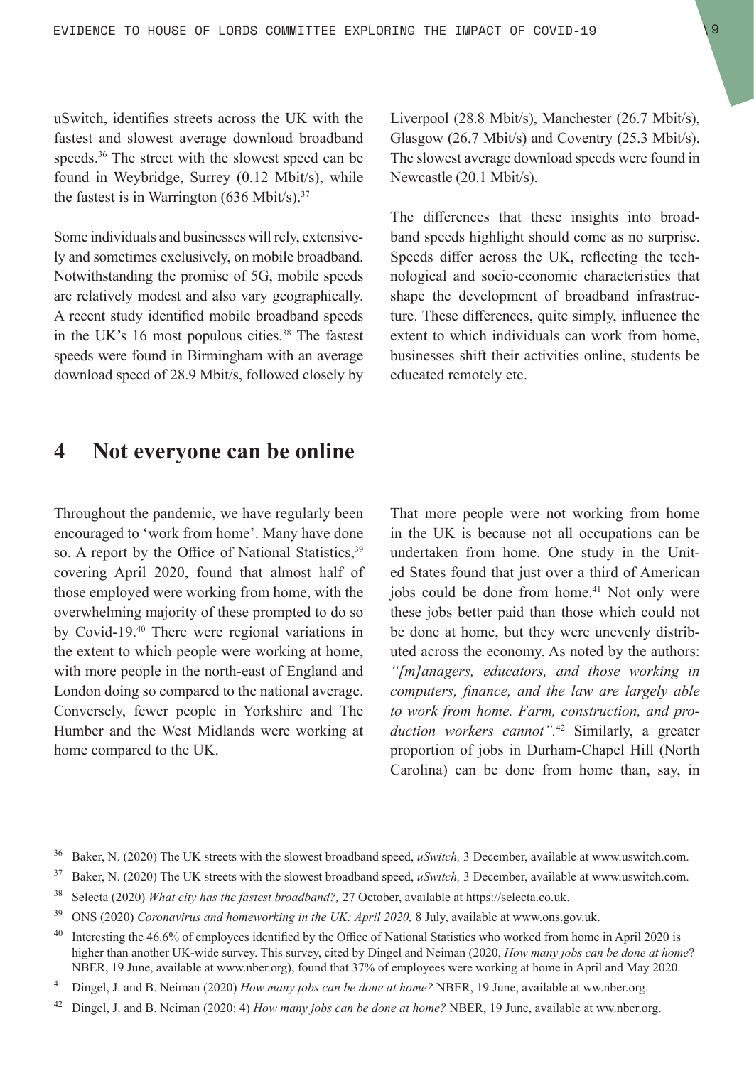uSwitch, identifies streets across the UK with the fastest and slowest average download broadband speeds.[36] The street with the slowest speed can be found in Weybridge, Surrey (0.12 Mbit/s), while the fastest is in Warrington (636 Mbit/s).[37]

Some individuals and businesses will rely, extensively and sometimes exclusively, on mobile broadband. Notwithstanding the promise of 5G, mobile speeds are relatively modest and also vary geographically. A recent study identified mobile broadband speeds in the UK's 16 most populous cities.[38] The fastest speeds were found in Birmingham with an average download speed of 28.9 Mbit/s, followed closely by Liverpool (28.8 Mbit/s), Manchester (26.7 Mbit/s), Glasgow (26.7 Mbit/s) and Coventry (25.3 Mbit/s). The slowest average download speeds were found in Newcastle (20.1 Mbit/s).

The differences that these insights into broadband speeds highlight should come as no surprise. Speeds differ across the UK, reflecting the technological and socio-economic characteristics that shape the development of broadband infrastructure. These differences, quite simply, influence the extent to which individuals can work from home, businesses shift their activities online, students be educated remotely etc.

## 4 Not everyone can be online

Throughout the pandemic, we have regularly been encouraged to 'work from home'. Many have done so. A report by the Office of National Statistics,[39] covering April 2020, found that almost half of those employed were working from home, with the overwhelming majority of these prompted to do so by Covid-19.[40] There were regional variations in the extent to which people were working at home, with more people in the north-east of England and London doing so compared to the national average. Conversely, fewer people in Yorkshire and The Humber and the West Midlands were working at home compared to the UK.

That more people were not working from home in the UK is because not all occupations can be undertaken from home. One study in the United States found that just over a third of American jobs could be done from home.[41] Not only were these jobs better paid than those which could not be done at home, but they were unevenly distributed across the economy. As noted by the authors: *"[m]anagers, educators, and those working in computers, finance, and the law are largely able to work from home. Farm, construction, and production workers cannot"*.[42] Similarly, a greater proportion of jobs in Durham-Chapel Hill (North Carolina) can be done from home than, say, in

---

[36] Baker, N. (2020) The UK streets with the slowest broadband speed, *uSwitch,* 3 December, available at www.uswitch.com.

[37] Baker, N. (2020) The UK streets with the slowest broadband speed, *uSwitch,* 3 December, available at www.uswitch.com.

[38] Selecta (2020) *What city has the fastest broadband?,* 27 October, available at https://selecta.co.uk.

[39] ONS (2020) *Coronavirus and homeworking in the UK: April 2020,* 8 July, available at www.ons.gov.uk.

[40] Interesting the 46.6% of employees identified by the Office of National Statistics who worked from home in April 2020 is higher than another UK-wide survey. This survey, cited by Dingel and Neiman (2020, *How many jobs can be done at home*? NBER, 19 June, available at www.nber.org), found that 37% of employees were working at home in April and May 2020.

[41] Dingel, J. and B. Neiman (2020) *How many jobs can be done at home?* NBER, 19 June, available at ww.nber.org.

[42] Dingel, J. and B. Neiman (2020: 4) *How many jobs can be done at home?* NBER, 19 June, available at ww.nber.org.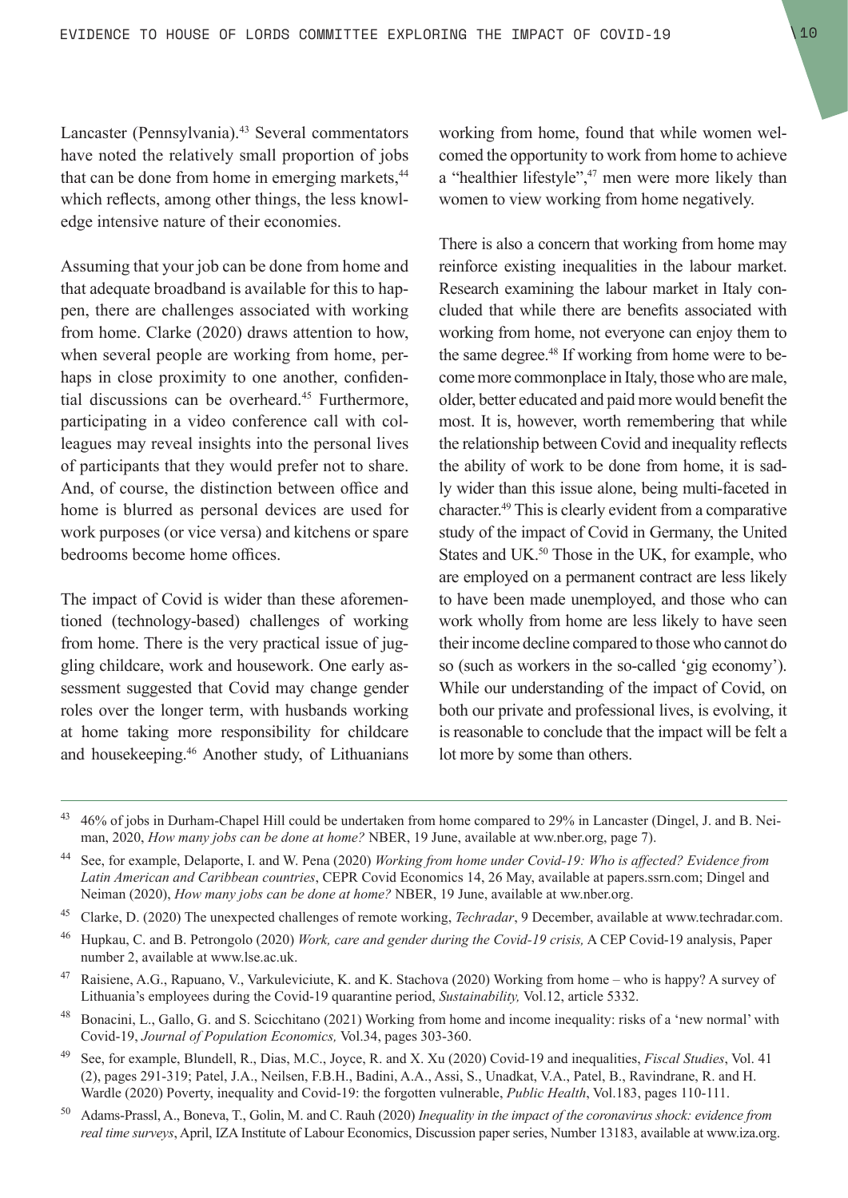Lancaster (Pennsylvania).[43] Several commentators have noted the relatively small proportion of jobs that can be done from home in emerging markets,[44] which reflects, among other things, the less knowledge intensive nature of their economies.

Assuming that your job can be done from home and that adequate broadband is available for this to happen, there are challenges associated with working from home. Clarke (2020) draws attention to how, when several people are working from home, perhaps in close proximity to one another, confidential discussions can be overheard.[45] Furthermore, participating in a video conference call with colleagues may reveal insights into the personal lives of participants that they would prefer not to share. And, of course, the distinction between office and home is blurred as personal devices are used for work purposes (or vice versa) and kitchens or spare bedrooms become home offices.

The impact of Covid is wider than these aforementioned (technology-based) challenges of working from home. There is the very practical issue of juggling childcare, work and housework. One early assessment suggested that Covid may change gender roles over the longer term, with husbands working at home taking more responsibility for childcare and housekeeping.[46] Another study, of Lithuanians working from home, found that while women welcomed the opportunity to work from home to achieve a "healthier lifestyle",[47] men were more likely than women to view working from home negatively.

There is also a concern that working from home may reinforce existing inequalities in the labour market. Research examining the labour market in Italy concluded that while there are benefits associated with working from home, not everyone can enjoy them to the same degree.[48] If working from home were to become more commonplace in Italy, those who are male, older, better educated and paid more would benefit the most. It is, however, worth remembering that while the relationship between Covid and inequality reflects the ability of work to be done from home, it is sadly wider than this issue alone, being multi-faceted in character.[49] This is clearly evident from a comparative study of the impact of Covid in Germany, the United States and UK.[50] Those in the UK, for example, who are employed on a permanent contract are less likely to have been made unemployed, and those who can work wholly from home are less likely to have seen their income decline compared to those who cannot do so (such as workers in the so-called 'gig economy'). While our understanding of the impact of Covid, on both our private and professional lives, is evolving, it is reasonable to conclude that the impact will be felt a lot more by some than others.

---

[43] 46% of jobs in Durham-Chapel Hill could be undertaken from home compared to 29% in Lancaster (Dingel, J. and B. Neiman, 2020, *How many jobs can be done at home?* NBER, 19 June, available at ww.nber.org, page 7).

[44] See, for example, Delaporte, I. and W. Pena (2020) *Working from home under Covid-19: Who is affected? Evidence from Latin American and Caribbean countries*, CEPR Covid Economics 14, 26 May, available at papers.ssrn.com; Dingel and Neiman (2020), *How many jobs can be done at home?* NBER, 19 June, available at ww.nber.org.

[45] Clarke, D. (2020) The unexpected challenges of remote working, *Techradar*, 9 December, available at www.techradar.com.

[46] Hupkau, C. and B. Petrongolo (2020) *Work, care and gender during the Covid-19 crisis,* A CEP Covid-19 analysis, Paper number 2, available at www.lse.ac.uk.

[47] Raisiene, A.G., Rapuano, V., Varkuleviciute, K. and K. Stachova (2020) Working from home – who is happy? A survey of Lithuania's employees during the Covid-19 quarantine period, *Sustainability,* Vol.12, article 5332.

[48] Bonacini, L., Gallo, G. and S. Scicchitano (2021) Working from home and income inequality: risks of a 'new normal' with Covid-19, *Journal of Population Economics,* Vol.34, pages 303-360.

[49] See, for example, Blundell, R., Dias, M.C., Joyce, R. and X. Xu (2020) Covid-19 and inequalities, *Fiscal Studies*, Vol. 41 (2), pages 291-319; Patel, J.A., Neilsen, F.B.H., Badini, A.A., Assi, S., Unadkat, V.A., Patel, B., Ravindrane, R. and H. Wardle (2020) Poverty, inequality and Covid-19: the forgotten vulnerable, *Public Health*, Vol.183, pages 110-111.

[50] Adams-Prassl, A., Boneva, T., Golin, M. and C. Rauh (2020) *Inequality in the impact of the coronavirus shock: evidence from real time surveys*, April, IZA Institute of Labour Economics, Discussion paper series, Number 13183, available at www.iza.org.